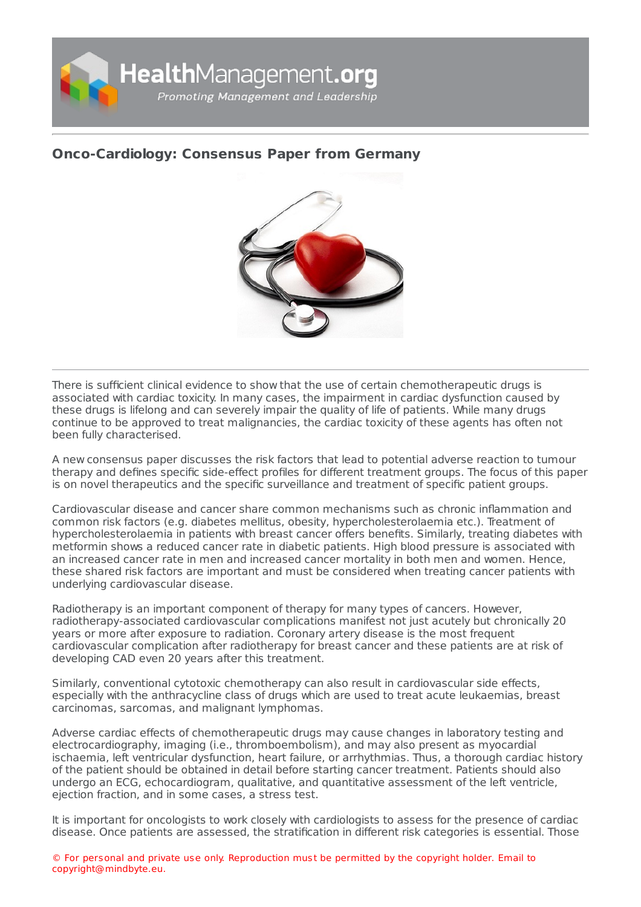# Onco-Cardiology: Consensus Paper from Germany

There is sufficient clinical evidence to show that the use of certain chemotherapeutic drugs is associated with cardiac toxicity. In many cases, the impairment in cardiac dysfunction caused by these drugs is lifelong and can severely impair the quality of life of patients. While many drugs continue to be approved to treat malignancies, the cardiac toxicity of these agents has often not been fully characterised.

A new consensus paper discusses the risk factors that lead to potential adverse reaction to tumour therapy and defines specific side-effect profiles for different treatment groups. The focus of this paper is on novel therapeutics and the specific surveillance and treatment of specific patient groups.

Cardiovascular disease and cancer share common mechanisms such as chronic inflammation and common risk factors (e.g. diabetes mellitus, obesity, hypercholesterolaemia etc.). Treatment of hypercholesterolaemia in patients with breast cancer offers benefits. Similarly, treating diabetes with metformin shows a reduced cancer rate in diabetic patients. High blood pressure is associated with an increased cancer rate in men and increased cancer mortality in both men and women. Hence, these shared risk factors are important and must be considered when treating cancer patients with underlying cardiovascular disease.

Radiotherapy is an important component of therapy for many types of cancers. However, radiotherapy-associated cardiovascular complications manifest not just acutely but chronically 20 years or more after exposure to radiation. Coronary artery disease is the most frequent cardiovascular complication after radiotherapy for breast cancer and these patients are at risk of developing CAD even 20 years after this treatment.

Similarly, conventional cytotoxic chemotherapy can also result in cardiovascular side effects, especially with the anthracycline class of drugs which are used to treat acute leukaemias, breast carcinomas, sarcomas, and malignant lymphomas.

Adverse cardiac effects of chemotherapeutic drugs may cause changes in laboratory testing and electrocardiography, imaging (i.e., thromboembolism), and may also present as myocardial ischaemia, left ventricular dysfunction, heart failure, or arrhythmias. Thus, a thorough cardiac history of the patient should be obtained in detail before starting cancer treatment. Patients should also undergo an ECG, echocardiogram, qualitative, and quantitative assessment of the left ventricle, ejection fraction, and in some cases, a stress test.

It is important for oncologists to work closely with cardiologists to assess for the presence of cardiac disease. Once patients are assessed, the stratification in different risk categories is essential. Those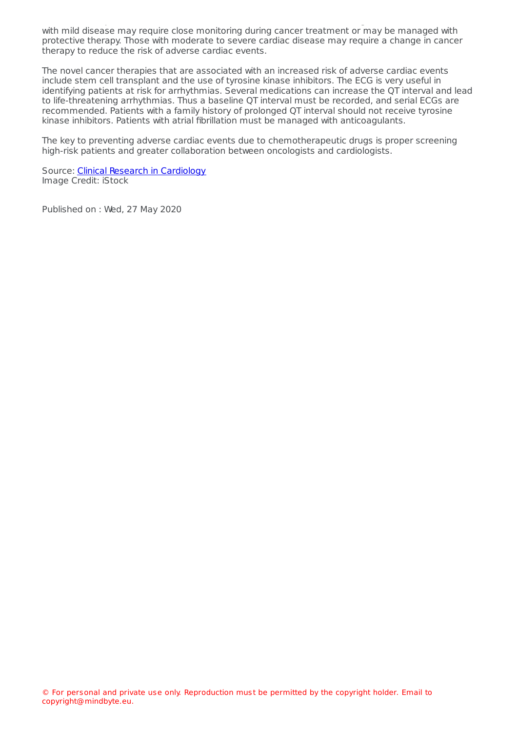with mild disease may require close monitoring during cancer treatment or may be managed with protective therapy. Those with moderate to severe cardiac disease may require a change in cancer therapy to reduce the risk of adverse cardiac events.

The novel cancer therapies that are associated with an increased risk of adverse cardiac events include stem cell transplant and the use of tyrosine kinase inhibitors. The ECG is very useful in identifying patients at risk for arrhythmias. Several medications can increase the QT interval and lead to life-threatening arrhythmias. Thus a baseline QT interval must be recorded, and serial ECGs are recommended. Patients with a family history of prolonged QT interval should not receive tyrosine kinase inhibitors. Patients with atrial fibrillation must be managed with anticoagulants.

The key to preventing adverse cardiac events due to chemotherapeutic drugs is proper screening high-risk patients and greater collaboration between oncologists and cardiologists.

Source: Clinical Research in Cardiology
Image Credit: iStock

Published on : Wed, 27 May 2020

© For personal and private use only. Reproduction must be permitted by the copyright holder. Email to copyright@mindbyte.eu.